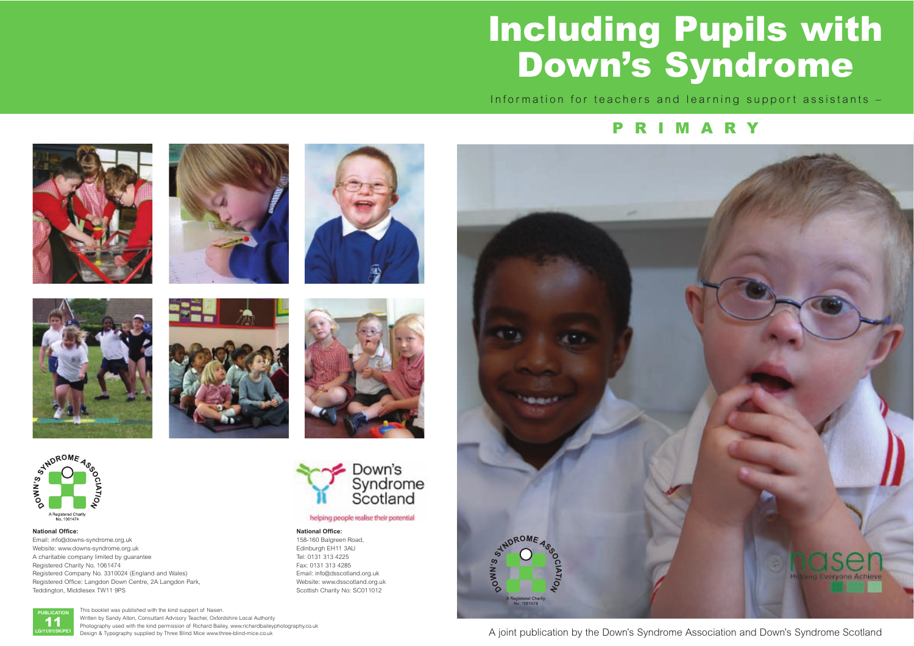# Including Pupils with Down's Syndrome

Information for teachers and learning support assistants –

## PRIMARY

A joint publication by the Down's Syndrome Association and Down's Syndrome Scotland

Down's Syndrome Association

A Registered Charity No. 1061474

**National Office:**
Email: info@downs-syndrome.org.uk
Website: www.downs-syndrome.org.uk
A charitable company limited by guarantee
Registered Charity No. 1061474
Registered Company No. 3310024 (England and Wales)
Registered Office: Langdon Down Centre, 2A Langdon Park, Teddington, Middlesex TW11 9PS

Down's Syndrome Scotland

helping people realise their potential

**National Office:**
158-160 Balgreen Road,
Edinburgh EH11 3AU
Tel: 0131 313 4225
Fax: 0131 313 4285
Email: info@dsscotland.org.uk
Website: www.dsscotland.org.uk
Scottish Charity No: SC011012

nasen

Helping Everyone Achieve

PUBLICATION 11
LG/11/01/5K/PE1

This booklet was published with the kind support of Nasen.
Written by Sandy Alton, Consultant Advisory Teacher, Oxfordshire Local Authority
Photography used with the kind permission of Richard Bailey, www.richardbaileyphotography.co.uk
Design & Typography supplied by Three Blind Mice www.three-blind-mice.co.uk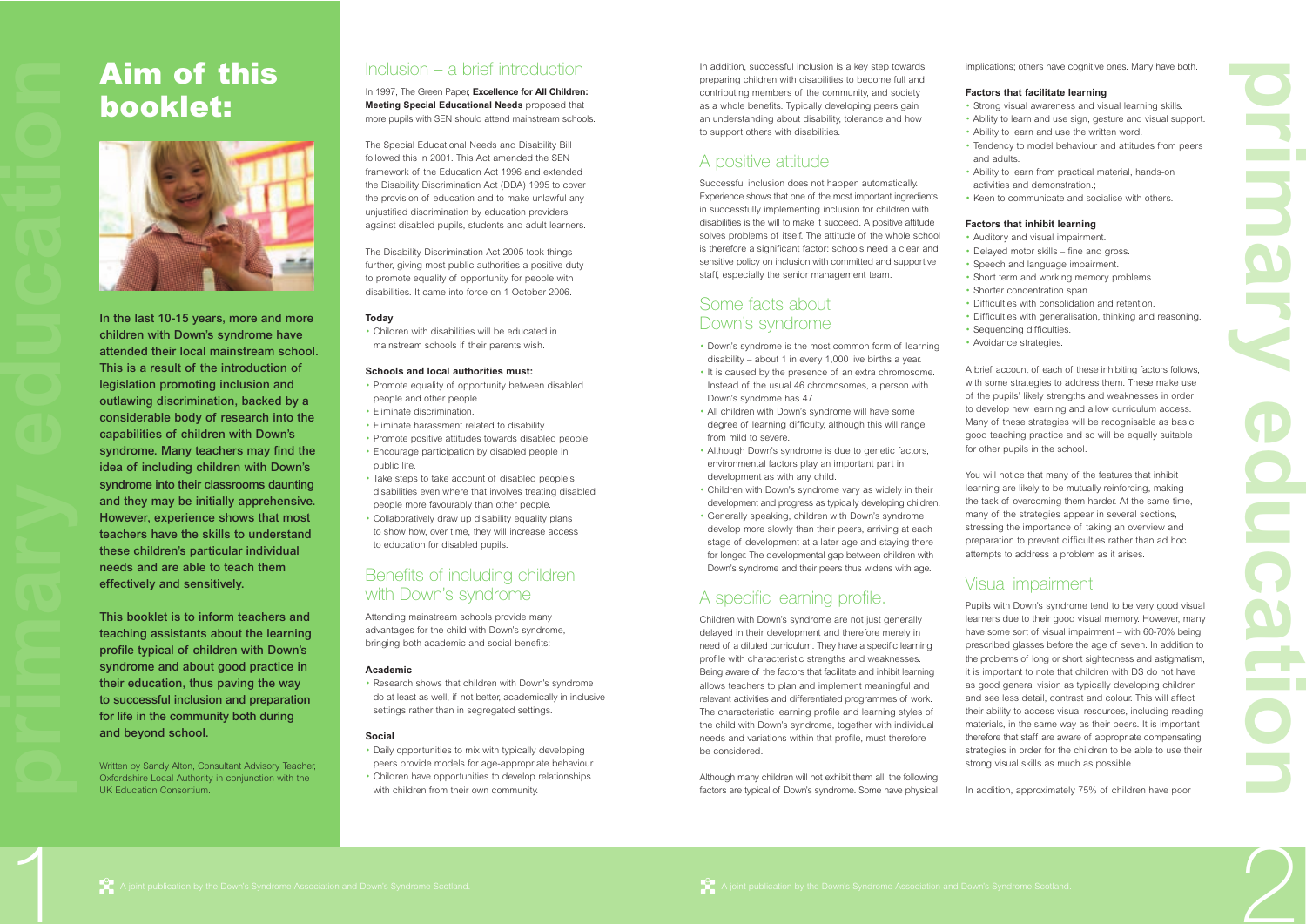# Aim of this booklet:

**In the last 10-15 years, more and more children with Down's syndrome have attended their local mainstream school. This is a result of the introduction of legislation promoting inclusion and outlawing discrimination, backed by a considerable body of research into the capabilities of children with Down's syndrome. Many teachers may find the idea of including children with Down's syndrome into their classrooms daunting and they may be initially apprehensive. However, experience shows that most teachers have the skills to understand these children's particular individual needs and are able to teach them effectively and sensitively.**

**This booklet is to inform teachers and teaching assistants about the learning profile typical of children with Down's syndrome and about good practice in their education, thus paving the way to successful inclusion and preparation for life in the community both during and beyond school.**

Written by Sandy Alton, Consultant Advisory Teacher, Oxfordshire Local Authority in conjunction with the UK Education Consortium.

## Inclusion – a brief introduction

In 1997, The Green Paper, **Excellence for All Children: Meeting Special Educational Needs** proposed that more pupils with SEN should attend mainstream schools.

The Special Educational Needs and Disability Bill followed this in 2001. This Act amended the SEN framework of the Education Act 1996 and extended the Disability Discrimination Act (DDA) 1995 to cover the provision of education and to make unlawful any unjustified discrimination by education providers against disabled pupils, students and adult learners.

The Disability Discrimination Act 2005 took things further, giving most public authorities a positive duty to promote equality of opportunity for people with disabilities. It came into force on 1 October 2006.

#### Today

- Children with disabilities will be educated in mainstream schools if their parents wish.

#### Schools and local authorities must:

- Promote equality of opportunity between disabled people and other people.
- Eliminate discrimination.
- Eliminate harassment related to disability.
- Promote positive attitudes towards disabled people.
- Encourage participation by disabled people in public life.
- Take steps to take account of disabled people's disabilities even where that involves treating disabled people more favourably than other people.
- Collaboratively draw up disability equality plans to show how, over time, they will increase access to education for disabled pupils.

## Benefits of including children with Down's syndrome

Attending mainstream schools provide many advantages for the child with Down's syndrome, bringing both academic and social benefits:

#### Academic

- Research shows that children with Down's syndrome do at least as well, if not better, academically in inclusive settings rather than in segregated settings.

#### Social

- Daily opportunities to mix with typically developing peers provide models for age-appropriate behaviour.
- Children have opportunities to develop relationships with children from their own community.

In addition, successful inclusion is a key step towards preparing children with disabilities to become full and contributing members of the community, and society as a whole benefits. Typically developing peers gain an understanding about disability, tolerance and how to support others with disabilities.

## A positive attitude

Successful inclusion does not happen automatically. Experience shows that one of the most important ingredients in successfully implementing inclusion for children with disabilities is the will to make it succeed. A positive attitude solves problems of itself. The attitude of the whole school is therefore a significant factor: schools need a clear and sensitive policy on inclusion with committed and supportive staff, especially the senior management team.

## Some facts about Down's syndrome

- Down's syndrome is the most common form of learning disability – about 1 in every 1,000 live births a year.
- It is caused by the presence of an extra chromosome. Instead of the usual 46 chromosomes, a person with Down's syndrome has 47.
- All children with Down's syndrome will have some degree of learning difficulty, although this will range from mild to severe.
- Although Down's syndrome is due to genetic factors, environmental factors play an important part in development as with any child.
- Children with Down's syndrome vary as widely in their development and progress as typically developing children.
- Generally speaking, children with Down's syndrome develop more slowly than their peers, arriving at each stage of development at a later age and staying there for longer. The developmental gap between children with Down's syndrome and their peers thus widens with age.

## A specific learning profile.

Children with Down's syndrome are not just generally delayed in their development and therefore merely in need of a diluted curriculum. They have a specific learning profile with characteristic strengths and weaknesses. Being aware of the factors that facilitate and inhibit learning allows teachers to plan and implement meaningful and relevant activities and differentiated programmes of work. The characteristic learning profile and learning styles of the child with Down's syndrome, together with individual needs and variations within that profile, must therefore be considered.

Although many children will not exhibit them all, the following factors are typical of Down's syndrome. Some have physical implications; others have cognitive ones. Many have both.

#### Factors that facilitate learning

- Strong visual awareness and visual learning skills.
- Ability to learn and use sign, gesture and visual support.
- Ability to learn and use the written word.
- Tendency to model behaviour and attitudes from peers and adults.
- Ability to learn from practical material, hands-on activities and demonstration.;
- Keen to communicate and socialise with others.

#### Factors that inhibit learning

- Auditory and visual impairment.
- Delayed motor skills – fine and gross.
- Speech and language impairment.
- Short term and working memory problems.
- Shorter concentration span.
- Difficulties with consolidation and retention.
- Difficulties with generalisation, thinking and reasoning.
- Sequencing difficulties.
- Avoidance strategies.

A brief account of each of these inhibiting factors follows, with some strategies to address them. These make use of the pupils' likely strengths and weaknesses in order to develop new learning and allow curriculum access. Many of these strategies will be recognisable as basic good teaching practice and so will be equally suitable for other pupils in the school.

You will notice that many of the features that inhibit learning are likely to be mutually reinforcing, making the task of overcoming them harder. At the same time, many of the strategies appear in several sections, stressing the importance of taking an overview and preparation to prevent difficulties rather than ad hoc attempts to address a problem as it arises.

## Visual impairment

Pupils with Down's syndrome tend to be very good visual learners due to their good visual memory. However, many have some sort of visual impairment – with 60-70% being prescribed glasses before the age of seven. In addition to the problems of long or short sightedness and astigmatism, it is important to note that children with DS do not have as good general vision as typically developing children and see less detail, contrast and colour. This will affect their ability to access visual resources, including reading materials, in the same way as their peers. It is important therefore that staff are aware of appropriate compensating strategies in order for the children to be able to use their strong visual skills as much as possible.

In addition, approximately 75% of children have poor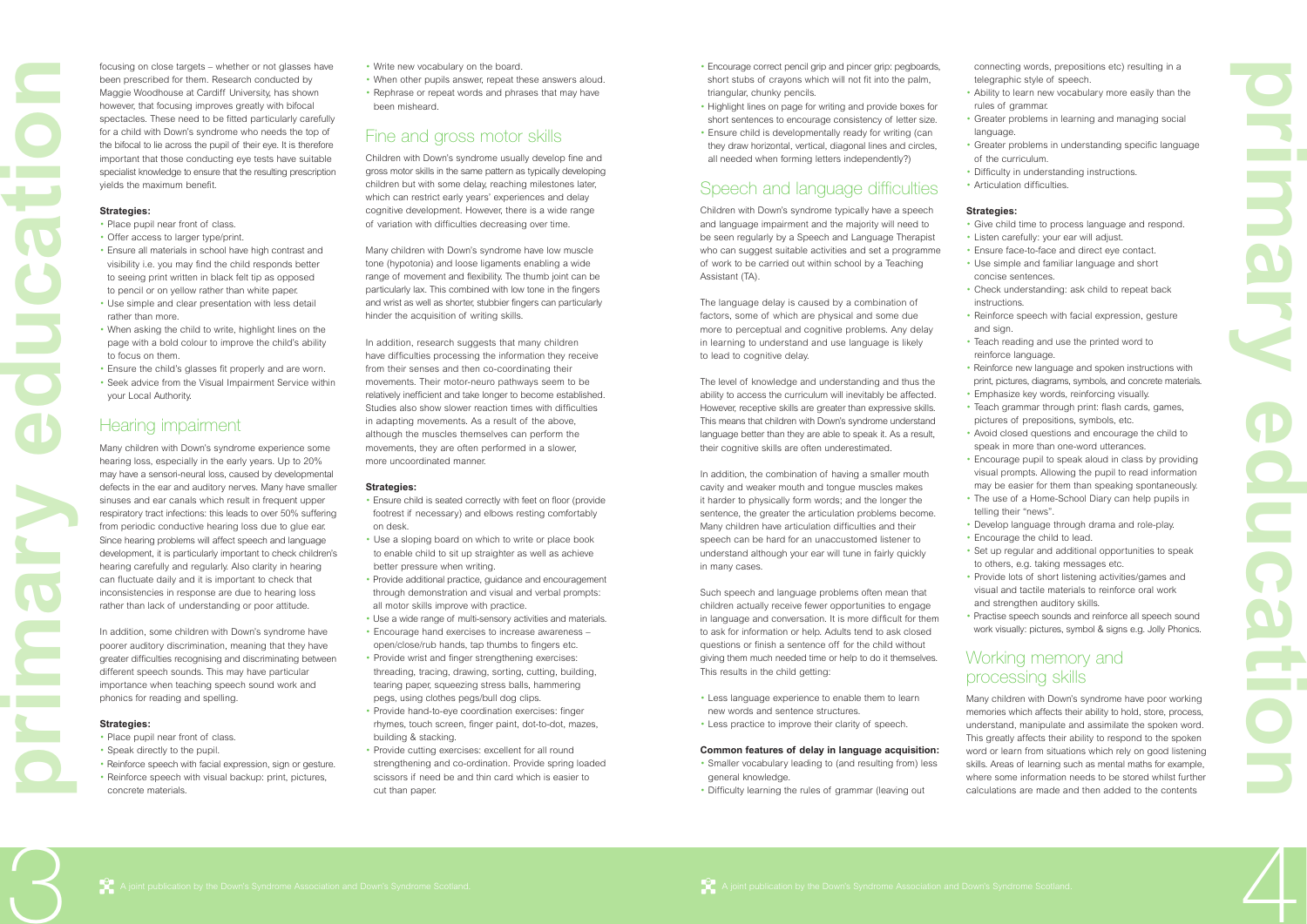focusing on close targets – whether or not glasses have been prescribed for them. Research conducted by Maggie Woodhouse at Cardiff University, has shown however, that focusing improves greatly with bifocal spectacles. These need to be fitted particularly carefully for a child with Down's syndrome who needs the top of the bifocal to lie across the pupil of their eye. It is therefore important that those conducting eye tests have suitable specialist knowledge to ensure that the resulting prescription yields the maximum benefit.

**Strategies:**

- Place pupil near front of class.
- Offer access to larger type/print.
- Ensure all materials in school have high contrast and visibility i.e. you may find the child responds better to seeing print written in black felt tip as opposed to pencil or on yellow rather than white paper.
- Use simple and clear presentation with less detail rather than more.
- When asking the child to write, highlight lines on the page with a bold colour to improve the child's ability to focus on them.
- Ensure the child's glasses fit properly and are worn.
- Seek advice from the Visual Impairment Service within your Local Authority.

## Hearing impairment

Many children with Down's syndrome experience some hearing loss, especially in the early years. Up to 20% may have a sensori-neural loss, caused by developmental defects in the ear and auditory nerves. Many have smaller sinuses and ear canals which result in frequent upper respiratory tract infections: this leads to over 50% suffering from periodic conductive hearing loss due to glue ear. Since hearing problems will affect speech and language development, it is particularly important to check children's hearing carefully and regularly. Also clarity in hearing can fluctuate daily and it is important to check that inconsistencies in response are due to hearing loss rather than lack of understanding or poor attitude.

In addition, some children with Down's syndrome have poorer auditory discrimination, meaning that they have greater difficulties recognising and discriminating between different speech sounds. This may have particular importance when teaching speech sound work and phonics for reading and spelling.

**Strategies:**

- Place pupil near front of class.
- Speak directly to the pupil.
- Reinforce speech with facial expression, sign or gesture.
- Reinforce speech with visual backup: print, pictures, concrete materials.
- Write new vocabulary on the board.
- When other pupils answer, repeat these answers aloud.
- Rephrase or repeat words and phrases that may have been misheard.

## Fine and gross motor skills

Children with Down's syndrome usually develop fine and gross motor skills in the same pattern as typically developing children but with some delay, reaching milestones later, which can restrict early years' experiences and delay cognitive development. However, there is a wide range of variation with difficulties decreasing over time.

Many children with Down's syndrome have low muscle tone (hypotonia) and loose ligaments enabling a wide range of movement and flexibility. The thumb joint can be particularly lax. This combined with low tone in the fingers and wrist as well as shorter, stubbier fingers can particularly hinder the acquisition of writing skills.

In addition, research suggests that many children have difficulties processing the information they receive from their senses and then co-coordinating their movements. Their motor-neuro pathways seem to be relatively inefficient and take longer to become established. Studies also show slower reaction times with difficulties in adapting movements. As a result of the above, although the muscles themselves can perform the movements, they are often performed in a slower, more uncoordinated manner.

**Strategies:**

- Ensure child is seated correctly with feet on floor (provide footrest if necessary) and elbows resting comfortably on desk.
- Use a sloping board on which to write or place book to enable child to sit up straighter as well as achieve better pressure when writing.
- Provide additional practice, guidance and encouragement through demonstration and visual and verbal prompts: all motor skills improve with practice.
- Use a wide range of multi-sensory activities and materials.
- Encourage hand exercises to increase awareness – open/close/rub hands, tap thumbs to fingers etc.
- Provide wrist and finger strengthening exercises: threading, tracing, drawing, sorting, cutting, building, tearing paper, squeezing stress balls, hammering pegs, using clothes pegs/bull dog clips.
- Provide hand-to-eye coordination exercises: finger rhymes, touch screen, finger paint, dot-to-dot, mazes, building & stacking.
- Provide cutting exercises: excellent for all round strengthening and co-ordination. Provide spring loaded scissors if need be and thin card which is easier to cut than paper.
- Encourage correct pencil grip and pincer grip: pegboards, short stubs of crayons which will not fit into the palm, triangular, chunky pencils.
- Highlight lines on page for writing and provide boxes for short sentences to encourage consistency of letter size.
- Ensure child is developmentally ready for writing (can they draw horizontal, vertical, diagonal lines and circles, all needed when forming letters independently?)

## Speech and language difficulties

Children with Down's syndrome typically have a speech and language impairment and the majority will need to be seen regularly by a Speech and Language Therapist who can suggest suitable activities and set a programme of work to be carried out within school by a Teaching Assistant (TA).

The language delay is caused by a combination of factors, some of which are physical and some due more to perceptual and cognitive problems. Any delay in learning to understand and use language is likely to lead to cognitive delay.

The level of knowledge and understanding and thus the ability to access the curriculum will inevitably be affected. However, receptive skills are greater than expressive skills. This means that children with Down's syndrome understand language better than they are able to speak it. As a result, their cognitive skills are often underestimated.

In addition, the combination of having a smaller mouth cavity and weaker mouth and tongue muscles makes it harder to physically form words; and the longer the sentence, the greater the articulation problems become. Many children have articulation difficulties and their speech can be hard for an unaccustomed listener to understand although your ear will tune in fairly quickly in many cases.

Such speech and language problems often mean that children actually receive fewer opportunities to engage in language and conversation. It is more difficult for them to ask for information or help. Adults tend to ask closed questions or finish a sentence off for the child without giving them much needed time or help to do it themselves. This results in the child getting:

- Less language experience to enable them to learn new words and sentence structures.
- Less practice to improve their clarity of speech.

**Common features of delay in language acquisition:**

- Smaller vocabulary leading to (and resulting from) less general knowledge.
- Difficulty learning the rules of grammar (leaving out connecting words, prepositions etc) resulting in a telegraphic style of speech.
- Ability to learn new vocabulary more easily than the rules of grammar.
- Greater problems in learning and managing social language.
- Greater problems in understanding specific language of the curriculum.
- Difficulty in understanding instructions.
- Articulation difficulties.

**Strategies:**

- Give child time to process language and respond.
- Listen carefully: your ear will adjust.
- Ensure face-to-face and direct eye contact.
- Use simple and familiar language and short concise sentences.
- Check understanding: ask child to repeat back instructions.
- Reinforce speech with facial expression, gesture and sign.
- Teach reading and use the printed word to reinforce language.
- Reinforce new language and spoken instructions with print, pictures, diagrams, symbols, and concrete materials.
- Emphasize key words, reinforcing visually.
- Teach grammar through print: flash cards, games, pictures of prepositions, symbols, etc.
- Avoid closed questions and encourage the child to speak in more than one-word utterances.
- Encourage pupil to speak aloud in class by providing visual prompts. Allowing the pupil to read information may be easier for them than speaking spontaneously.
- The use of a Home-School Diary can help pupils in telling their "news".
- Develop language through drama and role-play.
- Encourage the child to lead.
- Set up regular and additional opportunities to speak to others, e.g. taking messages etc.
- Provide lots of short listening activities/games and visual and tactile materials to reinforce oral work and strengthen auditory skills.
- Practise speech sounds and reinforce all speech sound work visually: pictures, symbol & signs e.g. Jolly Phonics.

## Working memory and processing skills

Many children with Down's syndrome have poor working memories which affects their ability to hold, store, process, understand, manipulate and assimilate the spoken word. This greatly affects their ability to respond to the spoken word or learn from situations which rely on good listening skills. Areas of learning such as mental maths for example, where some information needs to be stored whilst further calculations are made and then added to the contents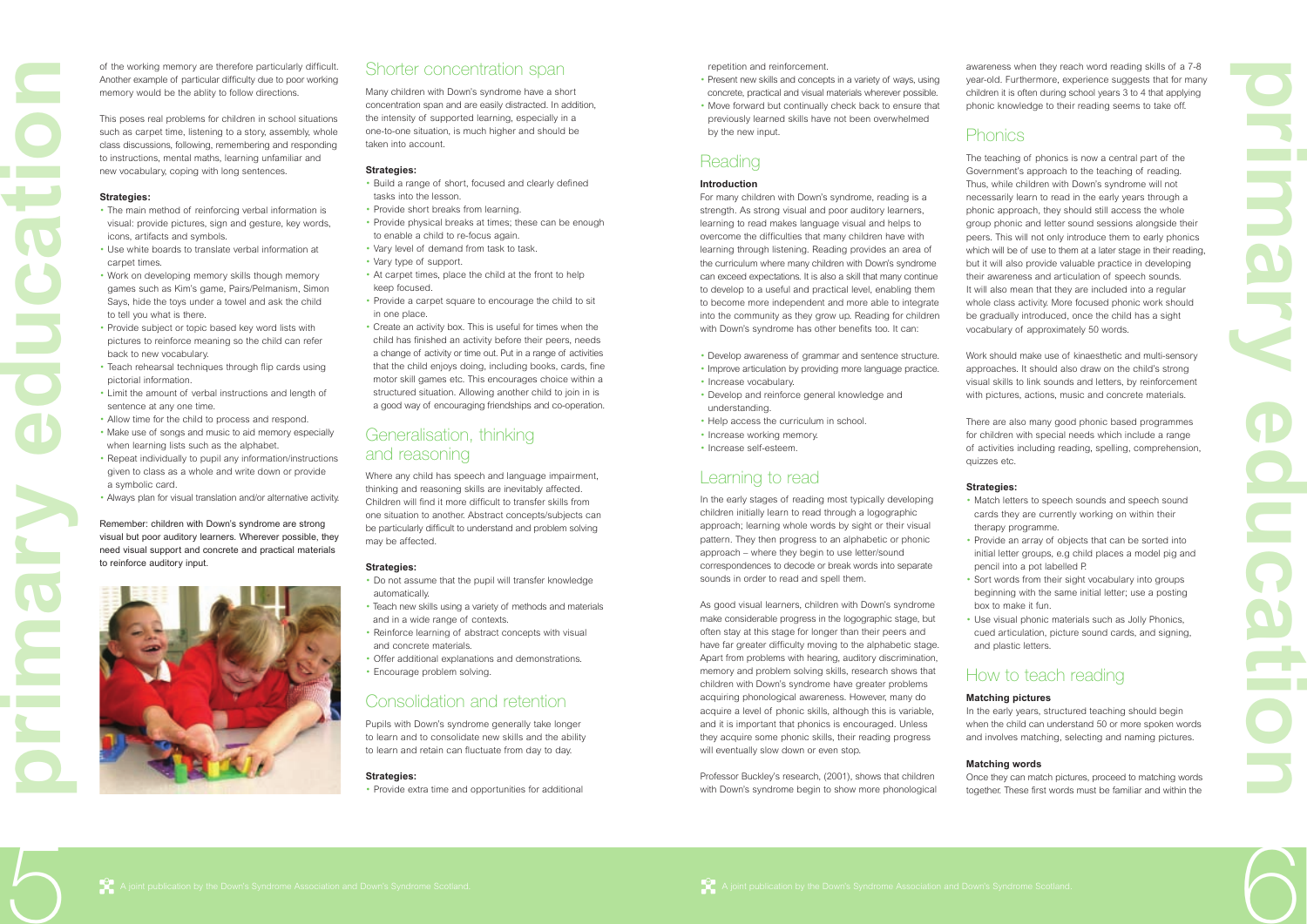of the working memory are therefore particularly difficult. Another example of particular difficulty due to poor working memory would be the ability to follow directions.

This poses real problems for children in school situations such as carpet time, listening to a story, assembly, whole class discussions, following, remembering and responding to instructions, mental maths, learning unfamiliar and new vocabulary, coping with long sentences.

**Strategies:**

- The main method of reinforcing verbal information is visual: provide pictures, sign and gesture, key words, icons, artifacts and symbols.
- Use white boards to translate verbal information at carpet times.
- Work on developing memory skills though memory games such as Kim's game, Pairs/Pelmanism, Simon Says, hide the toys under a towel and ask the child to tell you what is there.
- Provide subject or topic based key word lists with pictures to reinforce meaning so the child can refer back to new vocabulary.
- Teach rehearsal techniques through flip cards using pictorial information.
- Limit the amount of verbal instructions and length of sentence at any one time.
- Allow time for the child to process and respond.
- Make use of songs and music to aid memory especially when learning lists such as the alphabet.
- Repeat individually to pupil any information/instructions given to class as a whole and write down or provide a symbolic card.
- Always plan for visual translation and/or alternative activity.

Remember: children with Down's syndrome are strong visual but poor auditory learners. Wherever possible, they need visual support and concrete and practical materials to reinforce auditory input.

## Shorter concentration span

Many children with Down's syndrome have a short concentration span and are easily distracted. In addition, the intensity of supported learning, especially in a one-to-one situation, is much higher and should be taken into account.

**Strategies:**

- Build a range of short, focused and clearly defined tasks into the lesson.
- Provide short breaks from learning.
- Provide physical breaks at times; these can be enough to enable a child to re-focus again.
- Vary level of demand from task to task.
- Vary type of support.
- At carpet times, place the child at the front to help keep focused.
- Provide a carpet square to encourage the child to sit in one place.
- Create an activity box. This is useful for times when the child has finished an activity before their peers, needs a change of activity or time out. Put in a range of activities that the child enjoys doing, including books, cards, fine motor skill games etc. This encourages choice within a structured situation. Allowing another child to join in is a good way of encouraging friendships and co-operation.

## Generalisation, thinking and reasoning

Where any child has speech and language impairment, thinking and reasoning skills are inevitably affected. Children will find it more difficult to transfer skills from one situation to another. Abstract concepts/subjects can be particularly difficult to understand and problem solving may be affected.

**Strategies:**

- Do not assume that the pupil will transfer knowledge automatically.
- Teach new skills using a variety of methods and materials and in a wide range of contexts.
- Reinforce learning of abstract concepts with visual and concrete materials.
- Offer additional explanations and demonstrations.
- Encourage problem solving.

## Consolidation and retention

Pupils with Down's syndrome generally take longer to learn and to consolidate new skills and the ability to learn and retain can fluctuate from day to day.

**Strategies:**

- Provide extra time and opportunities for additional repetition and reinforcement.
- Present new skills and concepts in a variety of ways, using concrete, practical and visual materials wherever possible.
- Move forward but continually check back to ensure that previously learned skills have not been overwhelmed by the new input.

## Reading

**Introduction**

For many children with Down's syndrome, reading is a strength. As strong visual and poor auditory learners, learning to read makes language visual and helps to overcome the difficulties that many children have with learning through listening. Reading provides an area of the curriculum where many children with Down's syndrome can exceed expectations. It is also a skill that many continue to develop to a useful and practical level, enabling them to become more independent and more able to integrate into the community as they grow up. Reading for children with Down's syndrome has other benefits too. It can:

- Develop awareness of grammar and sentence structure.
- Improve articulation by providing more language practice.
- Increase vocabulary.
- Develop and reinforce general knowledge and understanding.
- Help access the curriculum in school.
- Increase working memory.
- Increase self-esteem.

## Learning to read

In the early stages of reading most typically developing children initially learn to read through a logographic approach; learning whole words by sight or their visual pattern. They then progress to an alphabetic or phonic approach – where they begin to use letter/sound correspondences to decode or break words into separate sounds in order to read and spell them.

As good visual learners, children with Down's syndrome make considerable progress in the logographic stage, but often stay at this stage for longer than their peers and have far greater difficulty moving to the alphabetic stage. Apart from problems with hearing, auditory discrimination, memory and problem solving skills, research shows that children with Down's syndrome have greater problems acquiring phonological awareness. However, many do acquire a level of phonic skills, although this is variable, and it is important that phonics is encouraged. Unless they acquire some phonic skills, their reading progress will eventually slow down or even stop.

Professor Buckley's research, (2001), shows that children with Down's syndrome begin to show more phonological awareness when they reach word reading skills of a 7-8 year-old. Furthermore, experience suggests that for many children it is often during school years 3 to 4 that applying phonic knowledge to their reading seems to take off.

## Phonics

The teaching of phonics is now a central part of the Government's approach to the teaching of reading. Thus, while children with Down's syndrome will not necessarily learn to read in the early years through a phonic approach, they should still access the whole group phonic and letter sound sessions alongside their peers. This will not only introduce them to early phonics which will be of use to them at a later stage in their reading, but it will also provide valuable practice in developing their awareness and articulation of speech sounds. It will also mean that they are included into a regular whole class activity. More focused phonic work should be gradually introduced, once the child has a sight vocabulary of approximately 50 words.

Work should make use of kinaesthetic and multi-sensory approaches. It should also draw on the child's strong visual skills to link sounds and letters, by reinforcement with pictures, actions, music and concrete materials.

There are also many good phonic based programmes for children with special needs which include a range of activities including reading, spelling, comprehension, quizzes etc.

**Strategies:**

- Match letters to speech sounds and speech sound cards they are currently working on within their therapy programme.
- Provide an array of objects that can be sorted into initial letter groups, e.g child places a model pig and pencil into a pot labelled P.
- Sort words from their sight vocabulary into groups beginning with the same initial letter; use a posting box to make it fun.
- Use visual phonic materials such as Jolly Phonics, cued articulation, picture sound cards, and signing, and plastic letters.

## How to teach reading

**Matching pictures**

In the early years, structured teaching should begin when the child can understand 50 or more spoken words and involves matching, selecting and naming pictures.

**Matching words**

Once they can match pictures, proceed to matching words together. These first words must be familiar and within the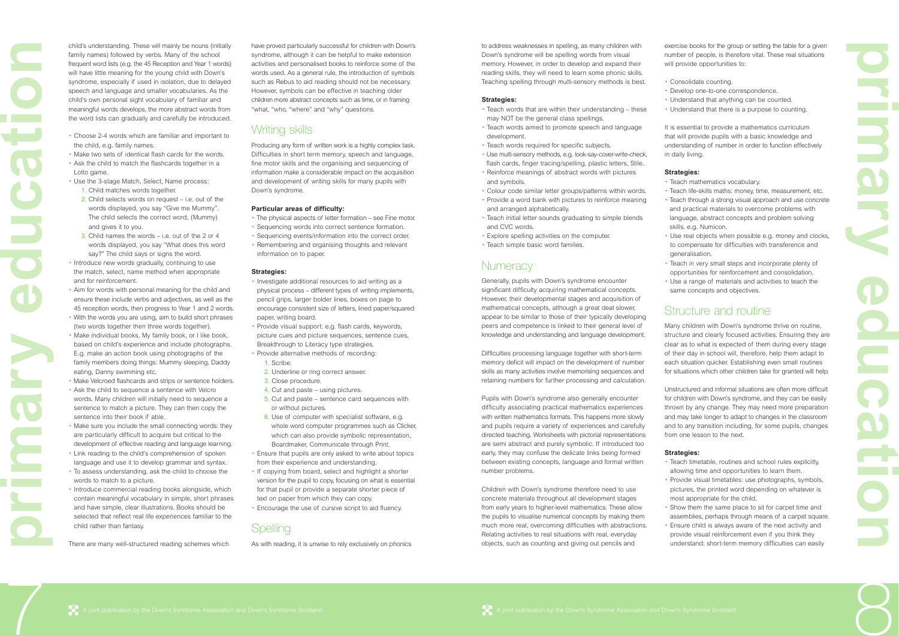child's understanding. These will mainly be nouns (initially family names) followed by verbs. Many of the school frequent word lists (e.g. the 45 Reception and Year 1 words) will have little meaning for the young child with Down's syndrome, especially if used in isolation, due to delayed speech and language and smaller vocabularies. As the child's own personal sight vocabulary of familiar and meaningful words develops, the more abstract words from the word lists can gradually and carefully be introduced.

- Choose 2-4 words which are familiar and important to the child, e.g. family names.
- Make two sets of identical flash cards for the words.
- Ask the child to match the flashcards together in a Lotto game.
- Use the 3-stage Match, Select, Name process:
  1. Child matches words together.
  2. Child selects words on request – i.e. out of the words displayed, you say "Give me Mummy". The child selects the correct word, (Mummy) and gives it to you.
  3. Child names the words – i.e. out of the 2 or 4 words displayed, you say "What does this word say?" The child says or signs the word.
- Introduce new words gradually, continuing to use the match, select, name method when appropriate and for reinforcement.
- Aim for words with personal meaning for the child and ensure these include verbs and adjectives, as well as the 45 reception words, then progress to Year 1 and 2 words.
- With the words you are using, aim to build short phrases (two words together then three words together).
- Make individual books, My family book, or I like book, based on child's experience and include photographs. E.g. make an action book using photographs of the family members doing things: Mummy sleeping, Daddy eating, Danny swimming etc.
- Make Velcroed flashcards and strips or sentence holders.
- Ask the child to sequence a sentence with Velcro words. Many children will initially need to sequence a sentence to match a picture. They can then copy the sentence into their book if able.
- Make sure you include the small connecting words: they are particularly difficult to acquire but critical to the development of effective reading and language learning.
- Link reading to the child's comprehension of spoken language and use it to develop grammar and syntax.
- To assess understanding, ask the child to choose the words to match to a picture.
- Introduce commercial reading books alongside, which contain meaningful vocabulary in simple, short phrases and have simple, clear illustrations. Books should be selected that reflect real life experiences familiar to the child rather than fantasy.

There are many well-structured reading schemes which have proved particularly successful for children with Down's syndrome, although it can be helpful to make extension activities and personalised books to reinforce some of the words used. As a general rule, the introduction of symbols such as Rebus to aid reading should not be necessary. However, symbols can be effective in teaching older children more abstract concepts such as time, or in framing "what, "who, "where" and "why" questions.

## Writing skills

Producing any form of written work is a highly complex task. Difficulties in short term memory, speech and language, fine motor skills and the organising and sequencing of information make a considerable impact on the acquisition and development of writing skills for many pupils with Down's syndrome.

**Particular areas of difficulty:**

- The physical aspects of letter formation – see Fine motor.
- Sequencing words into correct sentence formation.
- Sequencing events/information into the correct order.
- Remembering and organising thoughts and relevant information on to paper.

**Strategies:**

- Investigate additional resources to aid writing as a physical process – different types of writing implements, pencil grips, larger bolder lines, boxes on page to encourage consistent size of letters, lined paper/squared paper, writing board.
- Provide visual support: e.g. flash cards, keywords, picture cues and picture sequences, sentence cues, Breakthrough to Literacy type strategies.
- Provide alternative methods of recording:
  1. Scribe.
  2. Underline or ring correct answer.
  3. Close procedure.
  4. Cut and paste – using pictures.
  5. Cut and paste – sentence card sequences with or without pictures.
  6. Use of computer with specialist software, e.g. whole word computer programmes such as Clicker, which can also provide symbolic representation, Boardmaker, Communicate through Print.
- Ensure that pupils are only asked to write about topics from their experience and understanding.
- If copying from board, select and highlight a shorter version for the pupil to copy, focusing on what is essential for that pupil or provide a separate shorter piece of text on paper from which they can copy.
- Encourage the use of cursive script to aid fluency.

## Spelling

As with reading, it is unwise to rely exclusively on phonics to address weaknesses in spelling, as many children with Down's syndrome will be spelling words from visual memory. However, in order to develop and expand their reading skills, they will need to learn some phonic skills. Teaching spelling through multi-sensory methods is best.

**Strategies:**

- Teach words that are within their understanding – these may NOT be the general class spellings.
- Teach words aimed to promote speech and language development.
- Teach words required for specific subjects.
- Use multi-sensory methods, e.g. look-say-cover-write-check, flash cards, finger tracing/spelling, plastic letters, Stile.
- Reinforce meanings of abstract words with pictures and symbols.
- Colour code similar letter groups/patterns within words.
- Provide a word bank with pictures to reinforce meaning and arranged alphabetically.
- Teach initial letter sounds graduating to simple blends and CVC words.
- Explore spelling activities on the computer.
- Teach simple basic word families.

## Numeracy

Generally, pupils with Down's syndrome encounter significant difficulty acquiring mathematical concepts. However, their developmental stages and acquisition of mathematical concepts, although a great deal slower, appear to be similar to those of their typically developing peers and competence is linked to their general level of knowledge and understanding and language development.

Difficulties processing language together with short-term memory deficit will impact on the development of number skills as many activities involve memorising sequences and retaining numbers for further processing and calculation.

Pupils with Down's syndrome also generally encounter difficulty associating practical mathematics experiences with written mathematics formats. This happens more slowly and pupils require a variety of experiences and carefully directed teaching. Worksheets with pictorial representations are semi abstract and purely symbolic. If introduced too early, they may confuse the delicate links being formed between existing concepts, language and formal written number problems.

Children with Down's syndrome therefore need to use concrete materials throughout all development stages from early years to higher-level mathematics. These allow the pupils to visualise numerical concepts by making them much more real, overcoming difficulties with abstractions. Relating activities to real situations with real, everyday objects, such as counting and giving out pencils and exercise books for the group or setting the table for a given number of people, is therefore vital. These real situations will provide opportunities to:

- Consolidate counting.
- Develop one-to-one correspondence.
- Understand that anything can be counted.
- Understand that there is a purpose to counting.

It is essential to provide a mathematics curriculum that will provide pupils with a basic knowledge and understanding of number in order to function effectively in daily living.

**Strategies:**

- Teach mathematics vocabulary.
- Teach life-skills maths: money, time, measurement, etc.
- Teach through a strong visual approach and use concrete and practical materials to overcome problems with language, abstract concepts and problem solving skills. e.g. Numicon.
- Use real objects when possible e.g. money and clocks, to compensate for difficulties with transference and generalisation.
- Teach in very small steps and incorporate plenty of opportunities for reinforcement and consolidation.
- Use a range of materials and activities to teach the same concepts and objectives.

## Structure and routine

Many children with Down's syndrome thrive on routine, structure and clearly focused activities. Ensuring they are clear as to what is expected of them during every stage of their day in school will, therefore, help them adapt to each situation quicker. Establishing even small routines for situations which other children take for granted will help.

Unstructured and informal situations are often more difficult for children with Down's syndrome, and they can be easily thrown by any change. They may need more preparation and may take longer to adapt to changes in the classroom and to any transition including, for some pupils, changes from one lesson to the next.

**Strategies:**

- Teach timetable, routines and school rules explicitly, allowing time and opportunities to learn them.
- Provide visual timetables: use photographs, symbols, pictures, the printed word depending on whatever is most appropriate for the child.
- Show them the same place to sit for carpet time and assemblies, perhaps through means of a carpet square.
- Ensure child is always aware of the next activity and provide visual reinforcement even if you think they understand: short-term memory difficulties can easily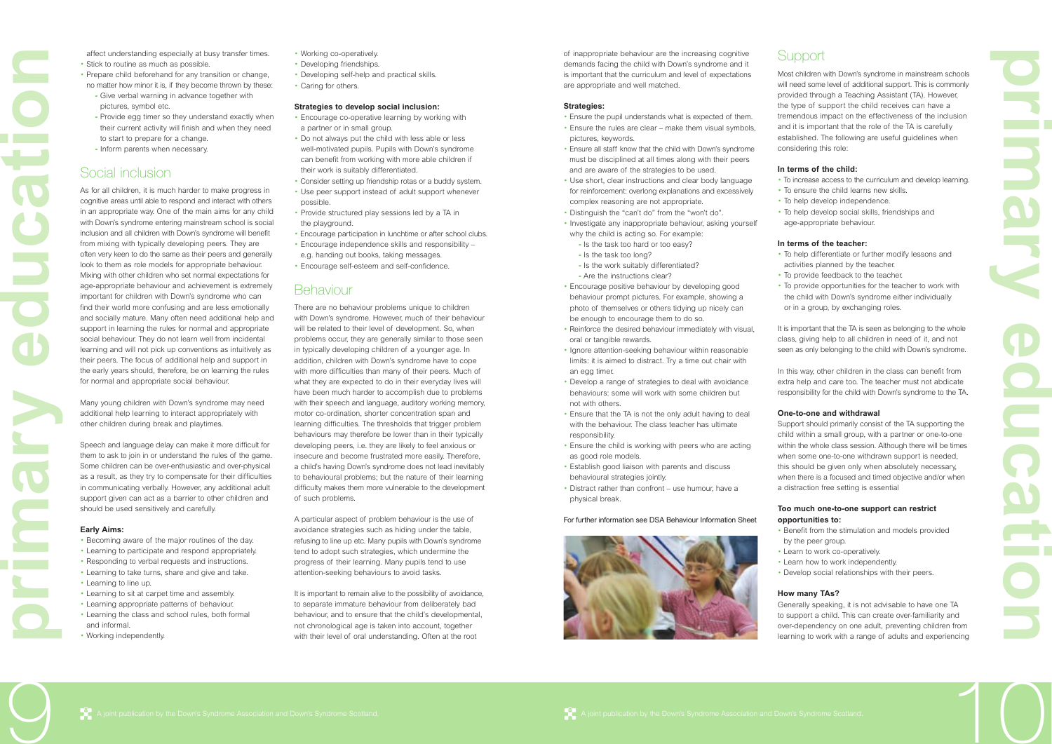affect understanding especially at busy transfer times.

- Stick to routine as much as possible.
- Prepare child beforehand for any transition or change, no matter how minor it is, if they become thrown by these:
  - Give verbal warning in advance together with pictures, symbol etc.
  - Provide egg timer so they understand exactly when their current activity will finish and when they need to start to prepare for a change.
  - Inform parents when necessary.

## Social inclusion

As for all children, it is much harder to make progress in cognitive areas until able to respond and interact with others in an appropriate way. One of the main aims for any child with Down's syndrome entering mainstream school is social inclusion and all children with Down's syndrome will benefit from mixing with typically developing peers. They are often very keen to do the same as their peers and generally look to them as role models for appropriate behaviour. Mixing with other children who set normal expectations for age-appropriate behaviour and achievement is extremely important for children with Down's syndrome who can find their world more confusing and are less emotionally and socially mature. Many often need additional help and support in learning the rules for normal and appropriate social behaviour. They do not learn well from incidental learning and will not pick up conventions as intuitively as their peers. The focus of additional help and support in the early years should, therefore, be on learning the rules for normal and appropriate social behaviour.

Many young children with Down's syndrome may need additional help learning to interact appropriately with other children during break and playtimes.

Speech and language delay can make it more difficult for them to ask to join in or understand the rules of the game. Some children can be over-enthusiastic and over-physical as a result, as they try to compensate for their difficulties in communicating verbally. However, any additional adult support given can act as a barrier to other children and should be used sensitively and carefully.

**Early Aims:**

- Becoming aware of the major routines of the day.
- Learning to participate and respond appropriately.
- Responding to verbal requests and instructions.
- Learning to take turns, share and give and take.
- Learning to line up.
- Learning to sit at carpet time and assembly.
- Learning appropriate patterns of behaviour.
- Learning the class and school rules, both formal and informal.
- Working independently.
- Working co-operatively.
- Developing friendships.
- Developing self-help and practical skills.
- Caring for others.

**Strategies to develop social inclusion:**

- Encourage co-operative learning by working with a partner or in small group.
- Do not always put the child with less able or less well-motivated pupils. Pupils with Down's syndrome can benefit from working with more able children if their work is suitably differentiated.
- Consider setting up friendship rotas or a buddy system.
- Use peer support instead of adult support whenever possible.
- Provide structured play sessions led by a TA in the playground.
- Encourage participation in lunchtime or after school clubs.
- Encourage independence skills and responsibility – e.g. handing out books, taking messages.
- Encourage self-esteem and self-confidence.

## Behaviour

There are no behaviour problems unique to children with Down's syndrome. However, much of their behaviour will be related to their level of development. So, when problems occur, they are generally similar to those seen in typically developing children of a younger age. In addition, children with Down's syndrome have to cope with more difficulties than many of their peers. Much of what they are expected to do in their everyday lives will have been much harder to accomplish due to problems with their speech and language, auditory working memory, motor co-ordination, shorter concentration span and learning difficulties. The thresholds that trigger problem behaviours may therefore be lower than in their typically developing peers, i.e. they are likely to feel anxious or insecure and become frustrated more easily. Therefore, a child's having Down's syndrome does not lead inevitably to behavioural problems; but the nature of their learning difficulty makes them more vulnerable to the development of such problems.

A particular aspect of problem behaviour is the use of avoidance strategies such as hiding under the table, refusing to line up etc. Many pupils with Down's syndrome tend to adopt such strategies, which undermine the progress of their learning. Many pupils tend to use attention-seeking behaviours to avoid tasks.

It is important to remain alive to the possibility of avoidance, to separate immature behaviour from deliberately bad behaviour, and to ensure that the child's developmental, not chronological age is taken into account, together with their level of oral understanding. Often at the root of inappropriate behaviour are the increasing cognitive demands facing the child with Down's syndrome and it is important that the curriculum and level of expectations are appropriate and well matched.

**Strategies:**

- Ensure the pupil understands what is expected of them.
- Ensure the rules are clear – make them visual symbols, pictures, keywords.
- Ensure all staff know that the child with Down's syndrome must be disciplined at all times along with their peers and are aware of the strategies to be used.
- Use short, clear instructions and clear body language for reinforcement: overlong explanations and excessively complex reasoning are not appropriate.
- Distinguish the "can't do" from the "won't do".
- Investigate any inappropriate behaviour, asking yourself why the child is acting so. For example:
  - Is the task too hard or too easy?
  - Is the task too long?
  - Is the work suitably differentiated?
  - Are the instructions clear?
- Encourage positive behaviour by developing good behaviour prompt pictures. For example, showing a photo of themselves or others tidying up nicely can be enough to encourage them to do so.
- Reinforce the desired behaviour immediately with visual, oral or tangible rewards.
- Ignore attention-seeking behaviour within reasonable limits: it is aimed to distract. Try a time out chair with an egg timer.
- Develop a range of strategies to deal with avoidance behaviours: some will work with some children but not with others.
- Ensure that the TA is not the only adult having to deal with the behaviour. The class teacher has ultimate responsibility.
- Ensure the child is working with peers who are acting as good role models.
- Establish good liaison with parents and discuss behavioural strategies jointly.
- Distract rather than confront – use humour, have a physical break.

For further information see DSA Behaviour Information Sheet

## Support

Most children with Down's syndrome in mainstream schools will need some level of additional support. This is commonly provided through a Teaching Assistant (TA). However, the type of support the child receives can have a tremendous impact on the effectiveness of the inclusion and it is important that the role of the TA is carefully established. The following are useful guidelines when considering this role:

**In terms of the child:**

- To increase access to the curriculum and develop learning.
- To ensure the child learns new skills.
- To help develop independence.
- To help develop social skills, friendships and age-appropriate behaviour.

**In terms of the teacher:**

- To help differentiate or further modify lessons and activities planned by the teacher.
- To provide feedback to the teacher.
- To provide opportunities for the teacher to work with the child with Down's syndrome either individually or in a group, by exchanging roles.

It is important that the TA is seen as belonging to the whole class, giving help to all children in need of it, and not seen as only belonging to the child with Down's syndrome.

In this way, other children in the class can benefit from extra help and care too. The teacher must not abdicate responsibility for the child with Down's syndrome to the TA.

**One-to-one and withdrawal**

Support should primarily consist of the TA supporting the child within a small group, with a partner or one-to-one within the whole class session. Although there will be times when some one-to-one withdrawn support is needed, this should be given only when absolutely necessary, when there is a focused and timed objective and/or when a distraction free setting is essential

**Too much one-to-one support can restrict opportunities to:**

- Benefit from the stimulation and models provided by the peer group.
- Learn to work co-operatively.
- Learn how to work independently.
- Develop social relationships with their peers.

**How many TAs?**

Generally speaking, it is not advisable to have one TA to support a child. This can create over-familiarity and over-dependency on one adult, preventing children from learning to work with a range of adults and experiencing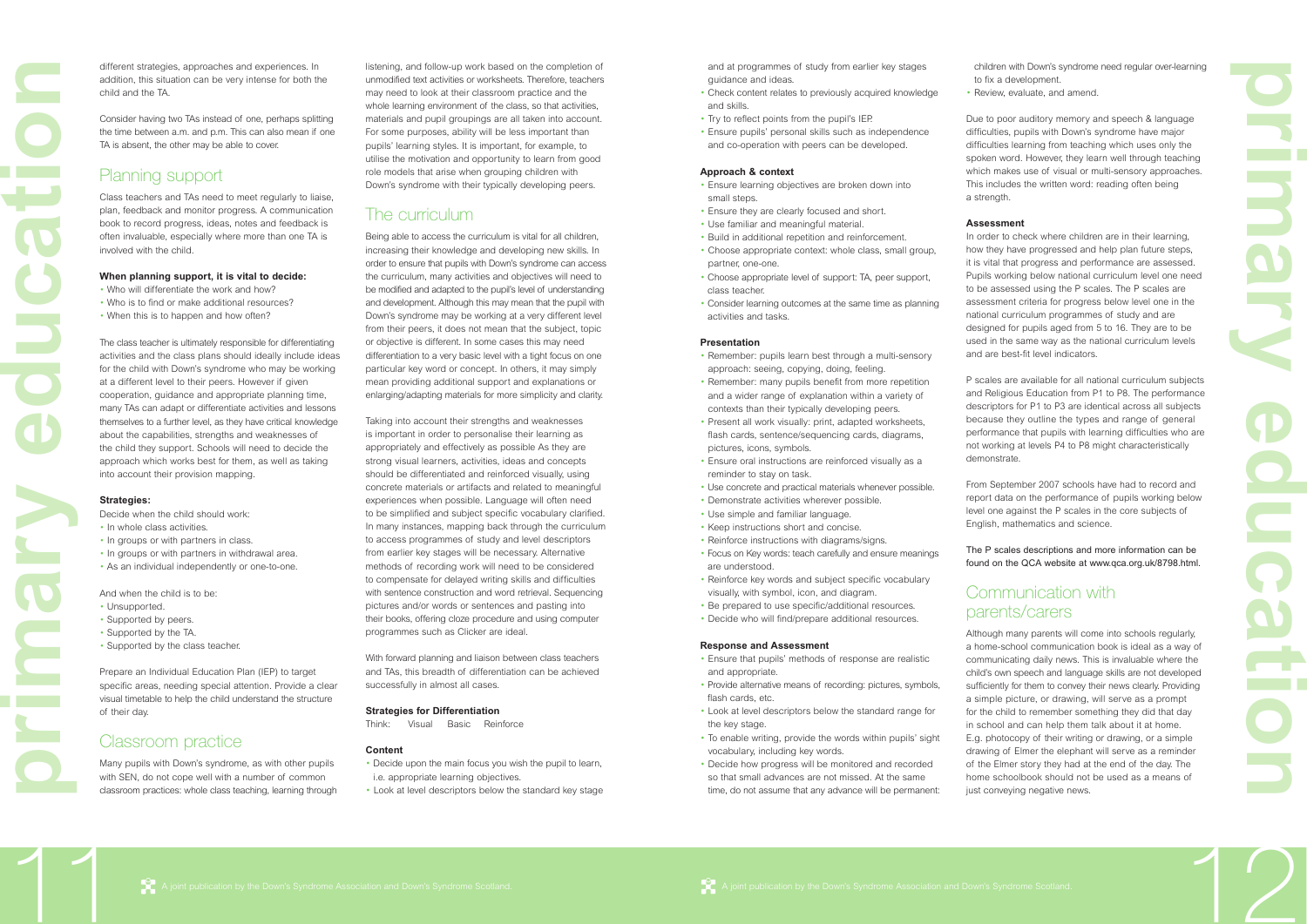different strategies, approaches and experiences. In addition, this situation can be very intense for both the child and the TA.

Consider having two TAs instead of one, perhaps splitting the time between a.m. and p.m. This can also mean if one TA is absent, the other may be able to cover.

## Planning support

Class teachers and TAs need to meet regularly to liaise, plan, feedback and monitor progress. A communication book to record progress, ideas, notes and feedback is often invaluable, especially where more than one TA is involved with the child.

**When planning support, it is vital to decide:**

- Who will differentiate the work and how?
- Who is to find or make additional resources?
- When this is to happen and how often?

The class teacher is ultimately responsible for differentiating activities and the class plans should ideally include ideas for the child with Down's syndrome who may be working at a different level to their peers. However if given cooperation, guidance and appropriate planning time, many TAs can adapt or differentiate activities and lessons themselves to a further level, as they have critical knowledge about the capabilities, strengths and weaknesses of the child they support. Schools will need to decide the approach which works best for them, as well as taking into account their provision mapping.

**Strategies:**

Decide when the child should work:

- In whole class activities.
- In groups or with partners in class.
- In groups or with partners in withdrawal area.
- As an individual independently or one-to-one.

And when the child is to be:

- Unsupported.
- Supported by peers.
- Supported by the TA.
- Supported by the class teacher.

Prepare an Individual Education Plan (IEP) to target specific areas, needing special attention. Provide a clear visual timetable to help the child understand the structure of their day.

## Classroom practice

Many pupils with Down's syndrome, as with other pupils with SEN, do not cope well with a number of common classroom practices: whole class teaching, learning through listening, and follow-up work based on the completion of unmodified text activities or worksheets. Therefore, teachers may need to look at their classroom practice and the whole learning environment of the class, so that activities, materials and pupil groupings are all taken into account. For some purposes, ability will be less important than pupils' learning styles. It is important, for example, to utilise the motivation and opportunity to learn from good role models that arise when grouping children with Down's syndrome with their typically developing peers.

## The curriculum

Being able to access the curriculum is vital for all children, increasing their knowledge and developing new skills. In order to ensure that pupils with Down's syndrome can access the curriculum, many activities and objectives will need to be modified and adapted to the pupil's level of understanding and development. Although this may mean that the pupil with Down's syndrome may be working at a very different level from their peers, it does not mean that the subject, topic or objective is different. In some cases this may need differentiation to a very basic level with a tight focus on one particular key word or concept. In others, it may simply mean providing additional support and explanations or enlarging/adapting materials for more simplicity and clarity.

Taking into account their strengths and weaknesses is important in order to personalise their learning as appropriately and effectively as possible As they are strong visual learners, activities, ideas and concepts should be differentiated and reinforced visually, using concrete materials or artifacts and related to meaningful experiences when possible. Language will often need to be simplified and subject specific vocabulary clarified. In many instances, mapping back through the curriculum to access programmes of study and level descriptors from earlier key stages will be necessary. Alternative methods of recording work will need to be considered to compensate for delayed writing skills and difficulties with sentence construction and word retrieval. Sequencing pictures and/or words or sentences and pasting into their books, offering cloze procedure and using computer programmes such as Clicker are ideal.

With forward planning and liaison between class teachers and TAs, this breadth of differentiation can be achieved successfully in almost all cases.

**Strategies for Differentiation**

Think: Visual Basic Reinforce

**Content**

- Decide upon the main focus you wish the pupil to learn, i.e. appropriate learning objectives.
- Look at level descriptors below the standard key stage and at programmes of study from earlier key stages guidance and ideas.
- Check content relates to previously acquired knowledge and skills.
- Try to reflect points from the pupil's IEP.
- Ensure pupils' personal skills such as independence and co-operation with peers can be developed.

**Approach & context**

- Ensure learning objectives are broken down into small steps.
- Ensure they are clearly focused and short.
- Use familiar and meaningful material.
- Build in additional repetition and reinforcement.
- Choose appropriate context: whole class, small group, partner, one-one.
- Choose appropriate level of support: TA, peer support, class teacher.
- Consider learning outcomes at the same time as planning activities and tasks.

**Presentation**

- Remember: pupils learn best through a multi-sensory approach: seeing, copying, doing, feeling.
- Remember: many pupils benefit from more repetition and a wider range of explanation within a variety of contexts than their typically developing peers.
- Present all work visually: print, adapted worksheets, flash cards, sentence/sequencing cards, diagrams, pictures, icons, symbols.
- Ensure oral instructions are reinforced visually as a reminder to stay on task.
- Use concrete and practical materials whenever possible.
- Demonstrate activities wherever possible.
- Use simple and familiar language.
- Keep instructions short and concise.
- Reinforce instructions with diagrams/signs.
- Focus on Key words: teach carefully and ensure meanings are understood.
- Reinforce key words and subject specific vocabulary visually, with symbol, icon, and diagram.
- Be prepared to use specific/additional resources.
- Decide who will find/prepare additional resources.

**Response and Assessment**

- Ensure that pupils' methods of response are realistic and appropriate.
- Provide alternative means of recording: pictures, symbols, flash cards, etc.
- Look at level descriptors below the standard range for the key stage.
- To enable writing, provide the words within pupils' sight vocabulary, including key words.
- Decide how progress will be monitored and recorded so that small advances are not missed. At the same time, do not assume that any advance will be permanent: children with Down's syndrome need regular over-learning to fix a development.
- Review, evaluate, and amend.

Due to poor auditory memory and speech & language difficulties, pupils with Down's syndrome have major difficulties learning from teaching which uses only the spoken word. However, they learn well through teaching which makes use of visual or multi-sensory approaches. This includes the written word: reading often being a strength.

**Assessment**

In order to check where children are in their learning, how they have progressed and help plan future steps, it is vital that progress and performance are assessed. Pupils working below national curriculum level one need to be assessed using the P scales. The P scales are assessment criteria for progress below level one in the national curriculum programmes of study and are designed for pupils aged from 5 to 16. They are to be used in the same way as the national curriculum levels and are best-fit level indicators.

P scales are available for all national curriculum subjects and Religious Education from P1 to P8. The performance descriptors for P1 to P3 are identical across all subjects because they outline the types and range of general performance that pupils with learning difficulties who are not working at levels P4 to P8 might characteristically demonstrate.

From September 2007 schools have had to record and report data on the performance of pupils working below level one against the P scales in the core subjects of English, mathematics and science.

The P scales descriptions and more information can be found on the QCA website at www.qca.org.uk/8798.html.

## Communication with parents/carers

Although many parents will come into schools regularly, a home-school communication book is ideal as a way of communicating daily news. This is invaluable where the child's own speech and language skills are not developed sufficiently for them to convey their news clearly. Providing a simple picture, or drawing, will serve as a prompt for the child to remember something they did that day in school and can help them talk about it at home. E.g. photocopy of their writing or drawing, or a simple drawing of Elmer the elephant will serve as a reminder of the Elmer story they had at the end of the day. The home schoolbook should not be used as a means of just conveying negative news.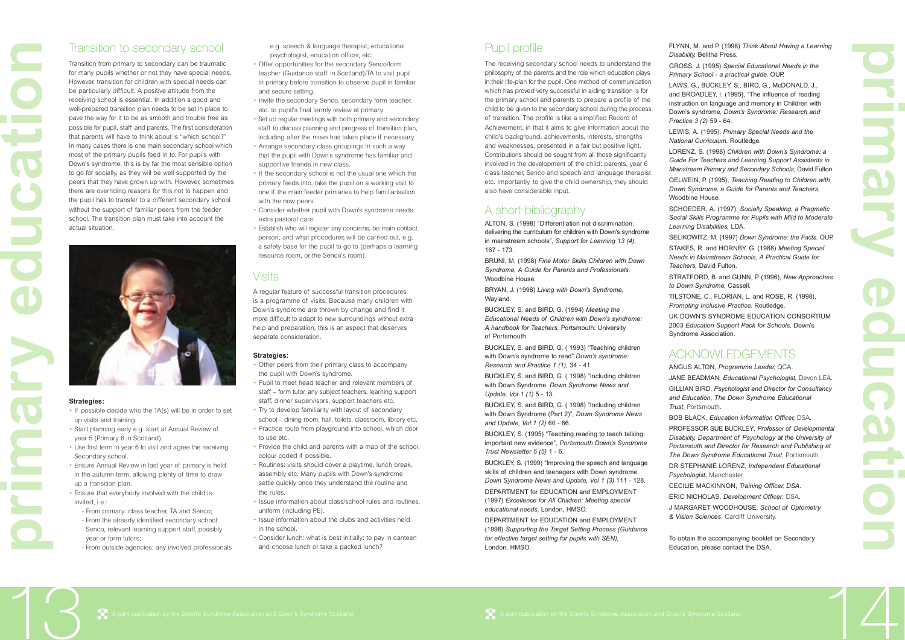## Transition to secondary school

Transition from primary to secondary can be traumatic for many pupils whether or not they have special needs. However, transition for children with special needs can be particularly difficult. A positive attitude from the receiving school is essential. In addition a good and well-prepared transition plan needs to be set in place to pave the way for it to be as smooth and trouble free as possible for pupil, staff and parents. The first consideration that parents will have to think about is "which school?" In many cases there is one main secondary school which most of the primary pupils feed in to. For pupils with Down's syndrome, this is by far the most sensible option to go for socially, as they will be well supported by the peers that they have grown up with. However, sometimes there are overriding reasons for this not to happen and the pupil has to transfer to a different secondary school without the support of familiar peers from the feeder school. The transition plan must take into account the actual situation.

**Strategies:**

- If possible decide who the TA(s) will be in order to set up visits and training.
- Start planning early e.g. start at Annual Review of year 5 (Primary 6 in Scotland).
- Use first term in year 6 to visit and agree the receiving Secondary school.
- Ensure Annual Review in last year of primary is held in the autumn term, allowing plenty of time to draw up a transition plan.
- Ensure that everybody involved with the child is invited, i.e.:
  - From primary: class teacher, TA and Senco;
  - From the already identified secondary school: Senco, relevant learning support staff, possibly year or form tutors;
  - From outside agencies: any involved professionals e.g. speech & language therapist, educational psychologist, education officer, etc.
- Offer opportunities for the secondary Senco/form teacher (Guidance staff in Scotland)/TA to visit pupil in primary before transition to observe pupil in familiar and secure setting.
- Invite the secondary Senco, secondary form teacher, etc. to pupil's final termly review at primary.
- Set up regular meetings with both primary and secondary staff to discuss planning and progress of transition plan, including after the move has taken place if necessary.
- Arrange secondary class groupings in such a way that the pupil with Down's syndrome has familiar and supportive friends in new class.
- If the secondary school is not the usual one which the primary feeds into, take the pupil on a working visit to one if the main feeder primaries to help familiarisation with the new peers.
- Consider whether pupil with Down's syndrome needs extra pastoral care.
- Establish who will register any concerns, be main contact person, and what procedures will be carried out, e.g. a safety base for the pupil to go to (perhaps a learning resource room, or the Senco's room).

## Visits

A regular feature of successful transition procedures is a programme of visits. Because many children with Down's syndrome are thrown by change and find it more difficult to adapt to new surroundings without extra help and preparation, this is an aspect that deserves separate consideration.

**Strategies:**

- Other peers from their primary class to accompany the pupil with Down's syndrome.
- Pupil to meet head teacher and relevant members of staff – form tutor, any subject teachers, learning support staff, dinner supervisors, support teachers etc.
- Try to develop familiarity with layout of secondary school – dining room, hall, toilets, classroom, library etc.
- Practice route from playground into school, which door to use etc.
- Provide the child and parents with a map of the school, colour coded if possible.
- Routines: visits should cover a playtime, lunch break, assembly etc. Many pupils with Down's syndrome settle quickly once they understand the routine and the rules.
- Issue information about class/school rules and routines, uniform (including PE).
- Issue information about the clubs and activities held in the school.
- Consider lunch: what is best initially: to pay in canteen and choose lunch or take a packed lunch?

## Pupil profile

The receiving secondary school needs to understand the philosophy of the parents and the role which education plays in their life-plan for the pupil. One method of communication which has proved very successful in aiding transition is for the primary school and parents to prepare a profile of the child to be given to the secondary school during the process of transition. The profile is like a simplified Record of Achievement, in that it aims to give information about the child's background, achievements, interests, strengths and weaknesses, presented in a fair but positive light. Contributions should be sought from all those significantly involved in the development of the child: parents, year 6 class teacher, Senco and speech and language therapist etc. Importantly, to give the child ownership, they should also have considerable input.

## A short bibliography

ALTON, S. (1998) "Differentiation not discrimination: delivering the curriculum for children with Down's syndrome in mainstream schools", *Support for Learning 13 (4),* 167 - 173.

BRUNI, M. (1998) *Fine Motor Skills Children with Down Syndrome, A Guide for Parents and Professionals,* Woodbine House.

BRYAN, J. (1998) *Living with Down's Syndrome,* Wayland.

BUCKLEY, S. and BIRD, G. (1994) *Meeting the Educational Needs of Children with Down's syndrome: A handbook for Teachers,* Portsmouth: University of Portsmouth.

BUCKLEY, S. and BIRD, G. ( 1993) "Teaching children with Down's syndrome to read" *Down's syndrome: Research and Practice 1 (1),* 34 - 41.

BUCKLEY, S. and BIRD, G. ( 1998) "Including children with Down Syndrome. *Down Syndrome News and Update, Vol 1 (1)* 5 - 13.

BUCKLEY, S. and BIRD, G. ( 1998) "Including children with Down Syndrome (Part 2)", *Down Syndrome News and Update, Vol 1 (2)* 60 - 66.

BUCKLEY, S. (1995) "Teaching reading to teach talking: important new evidence", *Portsmouth Down's Syndrome Trust Newsletter 5 (5)* 1 - 6.

BUCKLEY, S. (1999) "Improving the speech and language skills of children and teenagers with Down syndrome. *Down Syndrome News and Update, Vol 1 (3)* 111 - 128.

DEPARTMENT for EDUCATION and EMPLOYMENT (1997) *Excellence for All Children: Meeting special educational needs,* London, HMSO.

DEPARTMENT for EDUCATION and EMPLOYMENT (1998) *Supporting the Target Setting Process (Guidance for effective target setting for pupils with SEN),* London, HMSO.

FLYNN, M. and P. (1998) *Think About Having a Learning Disability,* Belitha Press.

GROSS, J. (1995) *Special Educational Needs in the Primary School - a practical guide.* OUP.

LAWS, G., BUCKLEY, S., BIRD, G., McDONALD, J., and BROADLEY, I. (1995), "The influence of reading instruction on language and memory in Children with Down's syndrome, *Down's Syndrome: Research and Practice 3 (2)* 59 - 64.

LEWIS, A. (1995), *Primary Special Needs and the National Curriculum.* Routledge.

LORENZ, S. (1998) *Children with Down's Syndrome: a Guide For Teachers and Learning Support Assistants in Mainstream Primary and Secondary Schools,* David Fulton.

OELWEIN, P. (1995), *Teaching Reading to Children with Down Syndrome, a Guide for Parents and Teachers,* Woodbine House.

SCHOEDER, A. (1997), *Socially Speaking, a Pragmatic Social Skills Programme for Pupils with Mild to Moderate Learning Disabilities,* LDA.

SELIKOWITZ, M. (1997) *Down Syndrome: the Facts.* OUP.

STAKES, R. and HORNBY, G. (1988) *Meeting Special Needs in Mainstream Schools, A Practical Guide for Teachers,* David Fulton.

STRATFORD, B. and GUNN, P. (1996), *New Approaches to Down Syndrome,* Cassell.

TILSTONE, C., FLORIAN, L. and ROSE, R. (1998), *Promoting Inclusive Practice.* Routledge.

UK DOWN'S SYNDROME EDUCATION CONSORTIUM 2003 *Education Support Pack for Schools,* Down's Syndrome Association.

## ACKNOWLEDGEMENTS

ANGUS ALTON, *Programme Leader,* QCA.

JANE BEADMAN, *Educational Psychologist,* Devon LEA.

GILLIAN BIRD, *Psychologist and Director for Consultancy and Education, The Down Syndrome Educational Trust,* Portsmouth.

BOB BLACK, *Education Information Officer,* DSA.

PROFESSOR SUE BUCKLEY, *Professor of Developmental Disability, Department of Psychology at the University of Portsmouth and Director for Research and Publishing at The Down Syndrome Educational Trust*, Portsmouth.

DR STEPHANIE LORENZ, *Independent Educational Psychologist*, Manchester.

CECILIE MACKINNON, *Training Officer, DSA.*

ERIC NICHOLAS, *Development Officer*, DSA.

J MARGARET WOODHOUSE, *School of Optometry & Vision Sciences*, Cardiff University.

To obtain the accompanying booklet on Secondary Education, please contact the DSA.